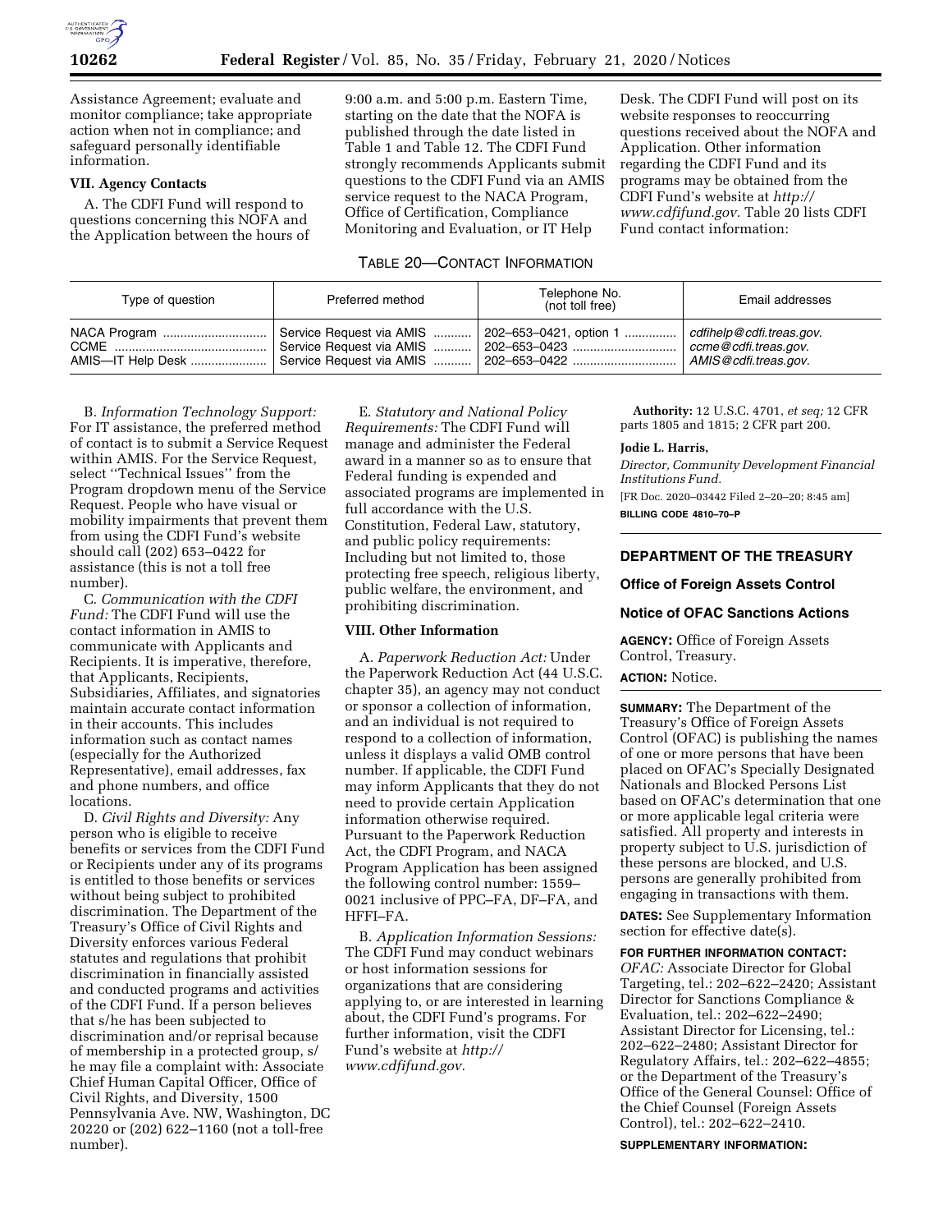Assistance Agreement; evaluate and monitor compliance; take appropriate action when not in compliance; and safeguard personally identifiable information.

### VII. Agency Contacts

A. The CDFI Fund will respond to questions concerning this NOFA and the Application between the hours of 9:00 a.m. and 5:00 p.m. Eastern Time, starting on the date that the NOFA is published through the date listed in Table 1 and Table 12. The CDFI Fund strongly recommends Applicants submit questions to the CDFI Fund via an AMIS service request to the NACA Program, Office of Certification, Compliance Monitoring and Evaluation, or IT Help Desk. The CDFI Fund will post on its website responses to reoccurring questions received about the NOFA and Application. Other information regarding the CDFI Fund and its programs may be obtained from the CDFI Fund's website at *http://www.cdfifund.gov.* Table 20 lists CDFI Fund contact information:

TABLE 20—CONTACT INFORMATION

| Type of question | Preferred method | Telephone No. (not toll free) | Email addresses |
|---|---|---|---|
| NACA Program | Service Request via AMIS | 202–653–0421, option 1 | *cdfihelp@cdfi.treas.gov.* |
| CCME | Service Request via AMIS | 202–653–0423 | *ccme@cdfi.treas.gov.* |
| AMIS—IT Help Desk | Service Request via AMIS | 202–653–0422 | *AMIS@cdfi.treas.gov.* |

B. *Information Technology Support:* For IT assistance, the preferred method of contact is to submit a Service Request within AMIS. For the Service Request, select ''Technical Issues'' from the Program dropdown menu of the Service Request. People who have visual or mobility impairments that prevent them from using the CDFI Fund's website should call (202) 653–0422 for assistance (this is not a toll free number).

C. *Communication with the CDFI Fund:* The CDFI Fund will use the contact information in AMIS to communicate with Applicants and Recipients. It is imperative, therefore, that Applicants, Recipients, Subsidiaries, Affiliates, and signatories maintain accurate contact information in their accounts. This includes information such as contact names (especially for the Authorized Representative), email addresses, fax and phone numbers, and office locations.

D. *Civil Rights and Diversity:* Any person who is eligible to receive benefits or services from the CDFI Fund or Recipients under any of its programs is entitled to those benefits or services without being subject to prohibited discrimination. The Department of the Treasury's Office of Civil Rights and Diversity enforces various Federal statutes and regulations that prohibit discrimination in financially assisted and conducted programs and activities of the CDFI Fund. If a person believes that s/he has been subjected to discrimination and/or reprisal because of membership in a protected group, s/he may file a complaint with: Associate Chief Human Capital Officer, Office of Civil Rights, and Diversity, 1500 Pennsylvania Ave. NW, Washington, DC 20220 or (202) 622–1160 (not a toll-free number).

E. *Statutory and National Policy Requirements:* The CDFI Fund will manage and administer the Federal award in a manner so as to ensure that Federal funding is expended and associated programs are implemented in full accordance with the U.S. Constitution, Federal Law, statutory, and public policy requirements: Including but not limited to, those protecting free speech, religious liberty, public welfare, the environment, and prohibiting discrimination.

### VIII. Other Information

A. *Paperwork Reduction Act:* Under the Paperwork Reduction Act (44 U.S.C. chapter 35), an agency may not conduct or sponsor a collection of information, and an individual is not required to respond to a collection of information, unless it displays a valid OMB control number. If applicable, the CDFI Fund may inform Applicants that they do not need to provide certain Application information otherwise required. Pursuant to the Paperwork Reduction Act, the CDFI Program, and NACA Program Application has been assigned the following control number: 1559–0021 inclusive of PPC–FA, DF–FA, and HFFI–FA.

B. *Application Information Sessions:* The CDFI Fund may conduct webinars or host information sessions for organizations that are considering applying to, or are interested in learning about, the CDFI Fund's programs. For further information, visit the CDFI Fund's website at *http://www.cdfifund.gov.*

**Authority:** 12 U.S.C. 4701, *et seq;* 12 CFR parts 1805 and 1815; 2 CFR part 200.

**Jodie L. Harris,**

*Director, Community Development Financial Institutions Fund.*

[FR Doc. 2020–03442 Filed 2–20–20; 8:45 am]

**BILLING CODE 4810–70–P**

## DEPARTMENT OF THE TREASURY

### Office of Foreign Assets Control

### Notice of OFAC Sanctions Actions

**AGENCY:** Office of Foreign Assets Control, Treasury.

**ACTION:** Notice.

**SUMMARY:** The Department of the Treasury's Office of Foreign Assets Control (OFAC) is publishing the names of one or more persons that have been placed on OFAC's Specially Designated Nationals and Blocked Persons List based on OFAC's determination that one or more applicable legal criteria were satisfied. All property and interests in property subject to U.S. jurisdiction of these persons are blocked, and U.S. persons are generally prohibited from engaging in transactions with them.

**DATES:** See Supplementary Information section for effective date(s).

**FOR FURTHER INFORMATION CONTACT:** *OFAC:* Associate Director for Global Targeting, tel.: 202–622–2420; Assistant Director for Sanctions Compliance & Evaluation, tel.: 202–622–2490; Assistant Director for Licensing, tel.: 202–622–2480; Assistant Director for Regulatory Affairs, tel.: 202–622–4855; or the Department of the Treasury's Office of the General Counsel: Office of the Chief Counsel (Foreign Assets Control), tel.: 202–622–2410.

**SUPPLEMENTARY INFORMATION:**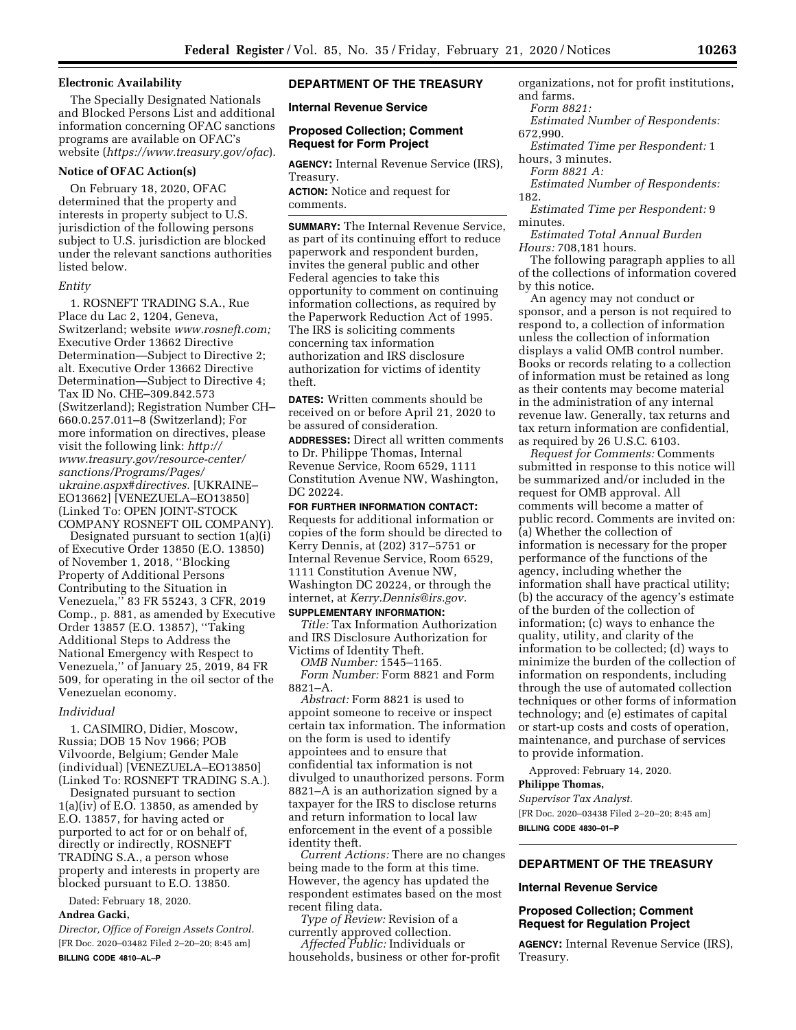## Electronic Availability

The Specially Designated Nationals and Blocked Persons List and additional information concerning OFAC sanctions programs are available on OFAC's website (*https://www.treasury.gov/ofac*).

## Notice of OFAC Action(s)

On February 18, 2020, OFAC determined that the property and interests in property subject to U.S. jurisdiction of the following persons subject to U.S. jurisdiction are blocked under the relevant sanctions authorities listed below.

### *Entity*

1. ROSNEFT TRADING S.A., Rue Place du Lac 2, 1204, Geneva, Switzerland; website *www.rosneft.com;* Executive Order 13662 Directive Determination—Subject to Directive 2; alt. Executive Order 13662 Directive Determination—Subject to Directive 4; Tax ID No. CHE–309.842.573 (Switzerland); Registration Number CH–660.0.257.011–8 (Switzerland); For more information on directives, please visit the following link: *http://www.treasury.gov/resource-center/sanctions/Programs/Pages/ukraine.aspx#directives.* [UKRAINE–EO13662] [VENEZUELA–EO13850] (Linked To: OPEN JOINT-STOCK COMPANY ROSNEFT OIL COMPANY).

Designated pursuant to section 1(a)(i) of Executive Order 13850 (E.O. 13850) of November 1, 2018, ''Blocking Property of Additional Persons Contributing to the Situation in Venezuela,'' 83 FR 55243, 3 CFR, 2019 Comp., p. 881, as amended by Executive Order 13857 (E.O. 13857), ''Taking Additional Steps to Address the National Emergency with Respect to Venezuela,'' of January 25, 2019, 84 FR 509, for operating in the oil sector of the Venezuelan economy.

### *Individual*

1. CASIMIRO, Didier, Moscow, Russia; DOB 15 Nov 1966; POB Vilvoorde, Belgium; Gender Male (individual) [VENEZUELA–EO13850] (Linked To: ROSNEFT TRADING S.A.).

Designated pursuant to section 1(a)(iv) of E.O. 13850, as amended by E.O. 13857, for having acted or purported to act for or on behalf of, directly or indirectly, ROSNEFT TRADING S.A., a person whose property and interests in property are blocked pursuant to E.O. 13850.

Dated: February 18, 2020.

**Andrea Gacki,**

*Director, Office of Foreign Assets Control.*

[FR Doc. 2020–03482 Filed 2–20–20; 8:45 am]

**BILLING CODE 4810–AL–P**

---

## DEPARTMENT OF THE TREASURY

### Internal Revenue Service

### Proposed Collection; Comment Request for Form Project

**AGENCY:** Internal Revenue Service (IRS), Treasury.

**ACTION:** Notice and request for comments.

**SUMMARY:** The Internal Revenue Service, as part of its continuing effort to reduce paperwork and respondent burden, invites the general public and other Federal agencies to take this opportunity to comment on continuing information collections, as required by the Paperwork Reduction Act of 1995. The IRS is soliciting comments concerning tax information authorization and IRS disclosure authorization for victims of identity theft.

**DATES:** Written comments should be received on or before April 21, 2020 to be assured of consideration.

**ADDRESSES:** Direct all written comments to Dr. Philippe Thomas, Internal Revenue Service, Room 6529, 1111 Constitution Avenue NW, Washington, DC 20224.

**FOR FURTHER INFORMATION CONTACT:** Requests for additional information or copies of the form should be directed to Kerry Dennis, at (202) 317–5751 or Internal Revenue Service, Room 6529, 1111 Constitution Avenue NW, Washington DC 20224, or through the internet, at *Kerry.Dennis@irs.gov.*

**SUPPLEMENTARY INFORMATION:**

*Title:* Tax Information Authorization and IRS Disclosure Authorization for Victims of Identity Theft.

*OMB Number:* 1545–1165.

*Form Number:* Form 8821 and Form 8821–A.

*Abstract:* Form 8821 is used to appoint someone to receive or inspect certain tax information. The information on the form is used to identify appointees and to ensure that confidential tax information is not divulged to unauthorized persons. Form 8821–A is an authorization signed by a taxpayer for the IRS to disclose returns and return information to local law enforcement in the event of a possible identity theft.

*Current Actions:* There are no changes being made to the form at this time. However, the agency has updated the respondent estimates based on the most recent filing data.

*Type of Review:* Revision of a currently approved collection.

*Affected Public:* Individuals or households, business or other for-profit organizations, not for profit institutions, and farms.

*Form 8821:*

*Estimated Number of Respondents:* 672,990.

*Estimated Time per Respondent:* 1 hours, 3 minutes.

*Form 8821 A:*

*Estimated Number of Respondents:* 182.

*Estimated Time per Respondent:* 9 minutes.

*Estimated Total Annual Burden Hours:* 708,181 hours.

The following paragraph applies to all of the collections of information covered by this notice.

An agency may not conduct or sponsor, and a person is not required to respond to, a collection of information unless the collection of information displays a valid OMB control number. Books or records relating to a collection of information must be retained as long as their contents may become material in the administration of any internal revenue law. Generally, tax returns and tax return information are confidential, as required by 26 U.S.C. 6103.

*Request for Comments:* Comments submitted in response to this notice will be summarized and/or included in the request for OMB approval. All comments will become a matter of public record. Comments are invited on: (a) Whether the collection of information is necessary for the proper performance of the functions of the agency, including whether the information shall have practical utility; (b) the accuracy of the agency's estimate of the burden of the collection of information; (c) ways to enhance the quality, utility, and clarity of the information to be collected; (d) ways to minimize the burden of the collection of information on respondents, including through the use of automated collection techniques or other forms of information technology; and (e) estimates of capital or start-up costs and costs of operation, maintenance, and purchase of services to provide information.

Approved: February 14, 2020.

**Philippe Thomas,**

*Supervisor Tax Analyst.*

[FR Doc. 2020–03438 Filed 2–20–20; 8:45 am]

**BILLING CODE 4830–01–P**

---

## DEPARTMENT OF THE TREASURY

### Internal Revenue Service

### Proposed Collection; Comment Request for Regulation Project

**AGENCY:** Internal Revenue Service (IRS), Treasury.